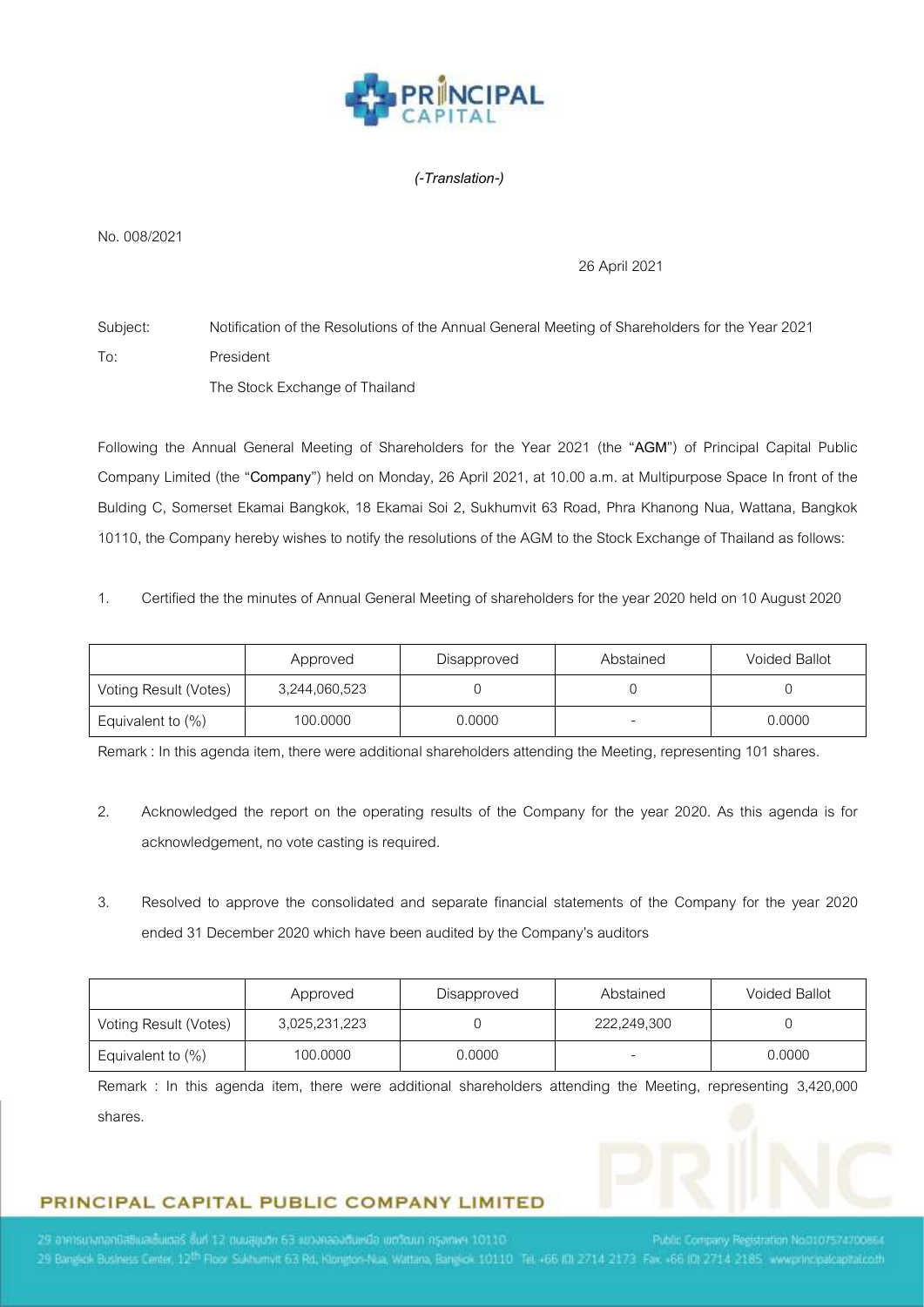*(-Translation-)*

No. 008/2021

26 April 2021

Subject: Notification of the Resolutions of the Annual General Meeting of Shareholders for the Year 2021

To: President
The Stock Exchange of Thailand

Following the Annual General Meeting of Shareholders for the Year 2021 (the "**AGM**") of Principal Capital Public Company Limited (the "**Company**") held on Monday, 26 April 2021, at 10.00 a.m. at Multipurpose Space In front of the Bulding C, Somerset Ekamai Bangkok, 18 Ekamai Soi 2, Sukhumvit 63 Road, Phra Khanong Nua, Wattana, Bangkok 10110, the Company hereby wishes to notify the resolutions of the AGM to the Stock Exchange of Thailand as follows:

1. Certified the the minutes of Annual General Meeting of shareholders for the year 2020 held on 10 August 2020

| | Approved | Disapproved | Abstained | Voided Ballot |
|---|---|---|---|---|
| Voting Result (Votes) | 3,244,060,523 | 0 | 0 | 0 |
| Equivalent to (%) | 100.0000 | 0.0000 | - | 0.0000 |

Remark : In this agenda item, there were additional shareholders attending the Meeting, representing 101 shares.

2. Acknowledged the report on the operating results of the Company for the year 2020. As this agenda is for acknowledgement, no vote casting is required.

3. Resolved to approve the consolidated and separate financial statements of the Company for the year 2020 ended 31 December 2020 which have been audited by the Company's auditors

| | Approved | Disapproved | Abstained | Voided Ballot |
|---|---|---|---|---|
| Voting Result (Votes) | 3,025,231,223 | 0 | 222,249,300 | 0 |
| Equivalent to (%) | 100.0000 | 0.0000 | - | 0.0000 |

Remark : In this agenda item, there were additional shareholders attending the Meeting, representing 3,420,000 shares.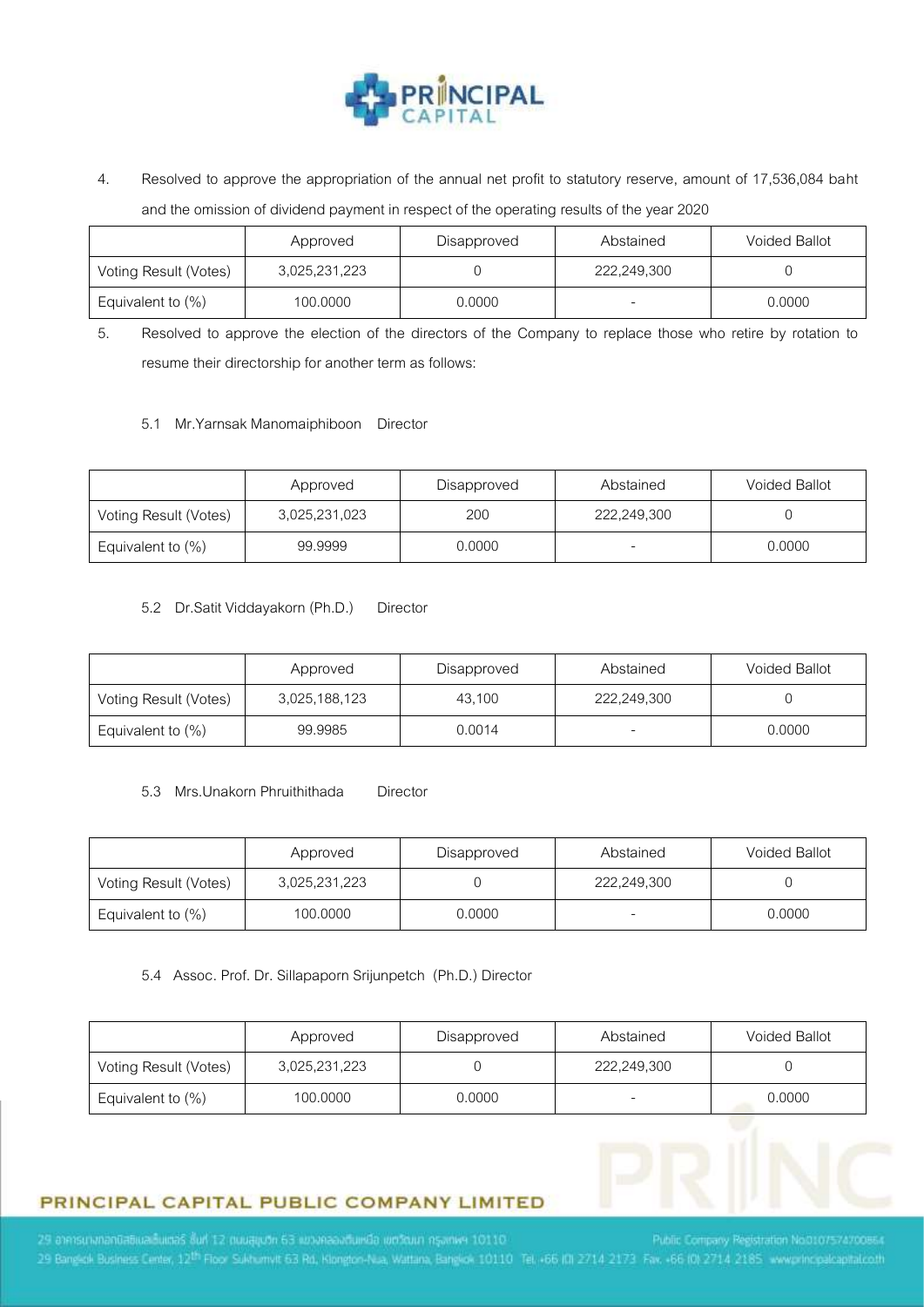4. Resolved to approve the appropriation of the annual net profit to statutory reserve, amount of 17,536,084 baht and the omission of dividend payment in respect of the operating results of the year 2020

| | Approved | Disapproved | Abstained | Voided Ballot |
|---|---|---|---|---|
| Voting Result (Votes) | 3,025,231,223 | 0 | 222,249,300 | 0 |
| Equivalent to (%) | 100.0000 | 0.0000 | - | 0.0000 |

5. Resolved to approve the election of the directors of the Company to replace those who retire by rotation to resume their directorship for another term as follows:

5.1 Mr.Yarnsak Manomaiphiboon Director

| | Approved | Disapproved | Abstained | Voided Ballot |
|---|---|---|---|---|
| Voting Result (Votes) | 3,025,231,023 | 200 | 222,249,300 | 0 |
| Equivalent to (%) | 99.9999 | 0.0000 | - | 0.0000 |

5.2 Dr.Satit Viddayakorn (Ph.D.) Director

| | Approved | Disapproved | Abstained | Voided Ballot |
|---|---|---|---|---|
| Voting Result (Votes) | 3,025,188,123 | 43,100 | 222,249,300 | 0 |
| Equivalent to (%) | 99.9985 | 0.0014 | - | 0.0000 |

5.3 Mrs.Unakorn Phruiththada Director

| | Approved | Disapproved | Abstained | Voided Ballot |
|---|---|---|---|---|
| Voting Result (Votes) | 3,025,231,223 | 0 | 222,249,300 | 0 |
| Equivalent to (%) | 100.0000 | 0.0000 | - | 0.0000 |

5.4 Assoc. Prof. Dr. Sillapaporn Srijunpetch (Ph.D.) Director

| | Approved | Disapproved | Abstained | Voided Ballot |
|---|---|---|---|---|
| Voting Result (Votes) | 3,025,231,223 | 0 | 222,249,300 | 0 |
| Equivalent to (%) | 100.0000 | 0.0000 | - | 0.0000 |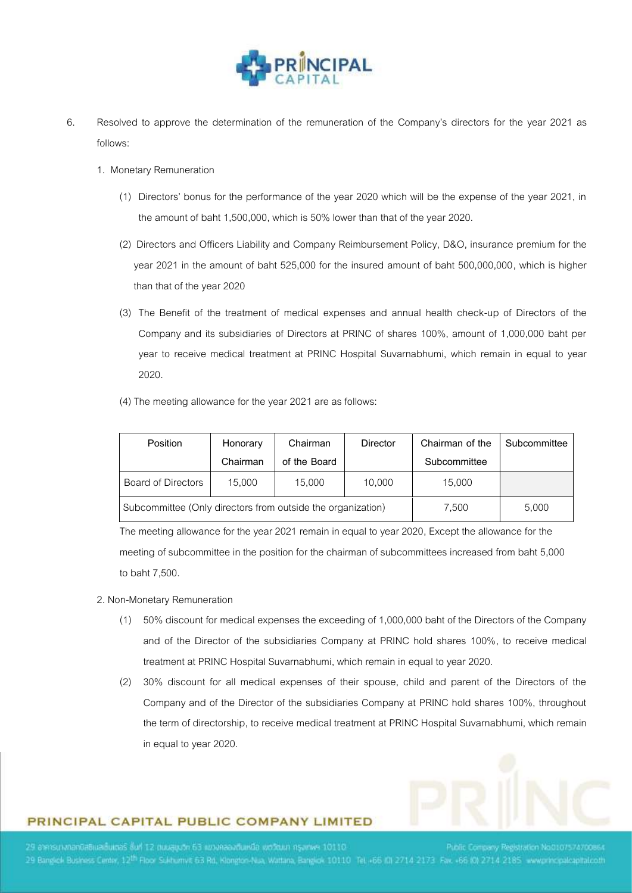6. Resolved to approve the determination of the remuneration of the Company's directors for the year 2021 as follows:

   1. Monetary Remuneration

      (1) Directors' bonus for the performance of the year 2020 which will be the expense of the year 2021, in the amount of baht 1,500,000, which is 50% lower than that of the year 2020.

      (2) Directors and Officers Liability and Company Reimbursement Policy, D&O, insurance premium for the year 2021 in the amount of baht 525,000 for the insured amount of baht 500,000,000, which is higher than that of the year 2020

      (3) The Benefit of the treatment of medical expenses and annual health check-up of Directors of the Company and its subsidiaries of Directors at PRINC of shares 100%, amount of 1,000,000 baht per year to receive medical treatment at PRINC Hospital Suvarnabhumi, which remain in equal to year 2020.

      (4) The meeting allowance for the year 2021 are as follows:

| Position | Honorary Chairman | Chairman of the Board | Director | Chairman of the Subcommittee | Subcommittee |
|---|---|---|---|---|---|
| Board of Directors | 15,000 | 15,000 | 10,000 | 15,000 | |
| Subcommittee (Only directors from outside the organization) | | | | 7,500 | 5,000 |

The meeting allowance for the year 2021 remain in equal to year 2020, Except the allowance for the meeting of subcommittee in the position for the chairman of subcommittees increased from baht 5,000 to baht 7,500.

   2. Non-Monetary Remuneration

      (1) 50% discount for medical expenses the exceeding of 1,000,000 baht of the Directors of the Company and of the Director of the subsidiaries Company at PRINC hold shares 100%, to receive medical treatment at PRINC Hospital Suvarnabhumi, which remain in equal to year 2020.

      (2) 30% discount for all medical expenses of their spouse, child and parent of the Directors of the Company and of the Director of the subsidiaries Company at PRINC hold shares 100%, throughout the term of directorship, to receive medical treatment at PRINC Hospital Suvarnabhumi, which remain in equal to year 2020.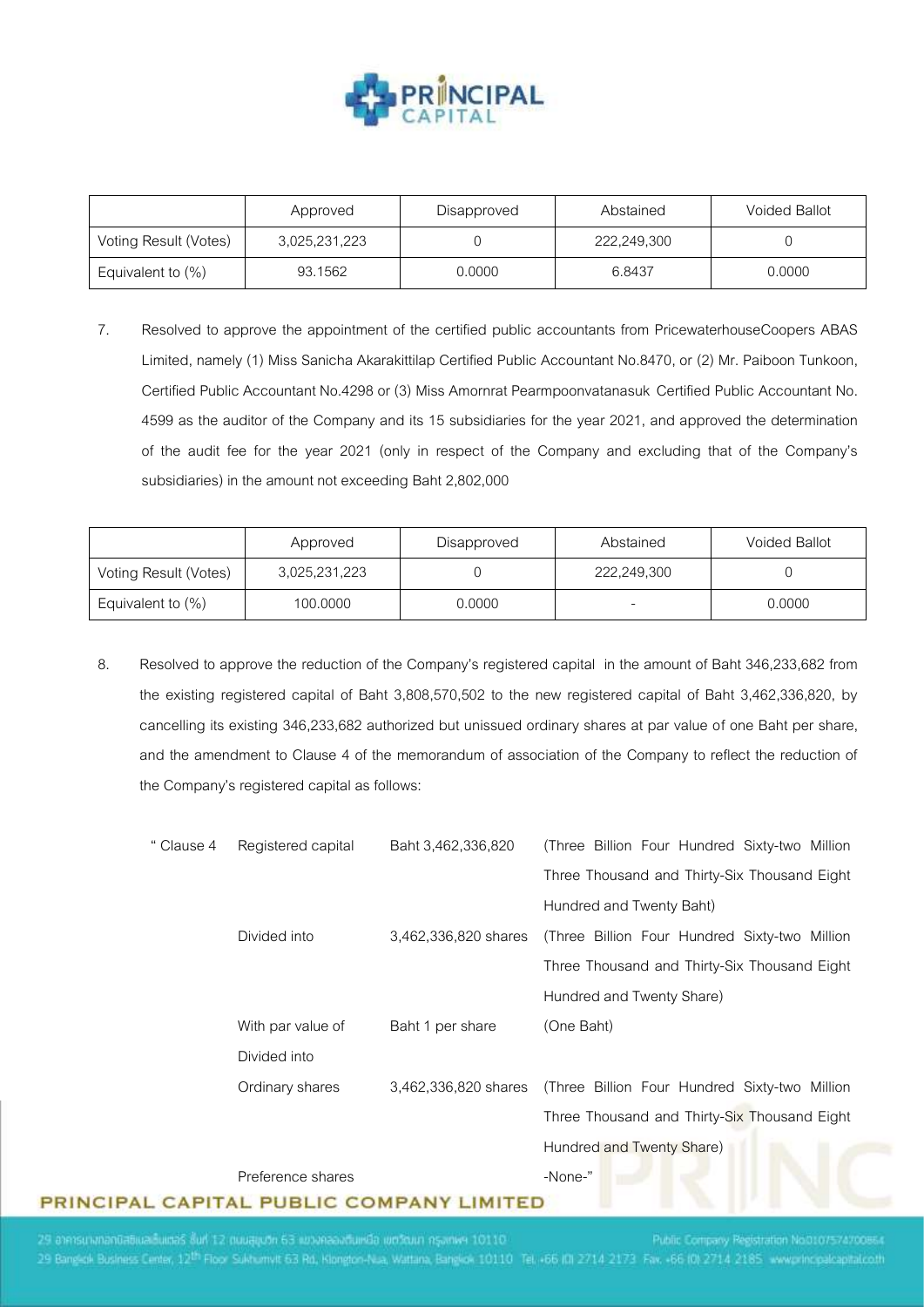| | Approved | Disapproved | Abstained | Voided Ballot |
|---|---|---|---|---|
| Voting Result (Votes) | 3,025,231,223 | 0 | 222,249,300 | 0 |
| Equivalent to (%) | 93.1562 | 0.0000 | 6.8437 | 0.0000 |

7. Resolved to approve the appointment of the certified public accountants from PricewaterhouseCoopers ABAS Limited, namely (1) Miss Sanicha Akarakittilap Certified Public Accountant No.8470, or (2) Mr. Paiboon Tunkoon, Certified Public Accountant No.4298 or (3) Miss Amornrat Pearmpoonvatanasuk Certified Public Accountant No. 4599 as the auditor of the Company and its 15 subsidiaries for the year 2021, and approved the determination of the audit fee for the year 2021 (only in respect of the Company and excluding that of the Company's subsidiaries) in the amount not exceeding Baht 2,802,000

| | Approved | Disapproved | Abstained | Voided Ballot |
|---|---|---|---|---|
| Voting Result (Votes) | 3,025,231,223 | 0 | 222,249,300 | 0 |
| Equivalent to (%) | 100.0000 | 0.0000 | - | 0.0000 |

8. Resolved to approve the reduction of the Company's registered capital in the amount of Baht 346,233,682 from the existing registered capital of Baht 3,808,570,502 to the new registered capital of Baht 3,462,336,820, by cancelling its existing 346,233,682 authorized but unissued ordinary shares at par value of one Baht per share, and the amendment to Clause 4 of the memorandum of association of the Company to reflect the reduction of the Company's registered capital as follows:

| " Clause 4 | Registered capital | Baht 3,462,336,820 | (Three Billion Four Hundred Sixty-two Million Three Thousand and Thirty-Six Thousand Eight Hundred and Twenty Baht) |
|---|---|---|---|
| | Divided into | 3,462,336,820 shares | (Three Billion Four Hundred Sixty-two Million Three Thousand and Thirty-Six Thousand Eight Hundred and Twenty Share) |
| | With par value of | Baht 1 per share | (One Baht) |
| | Divided into | | |
| | Ordinary shares | 3,462,336,820 shares | (Three Billion Four Hundred Sixty-two Million Three Thousand and Thirty-Six Thousand Eight Hundred and Twenty Share) |
| | Preference shares | | -None-" |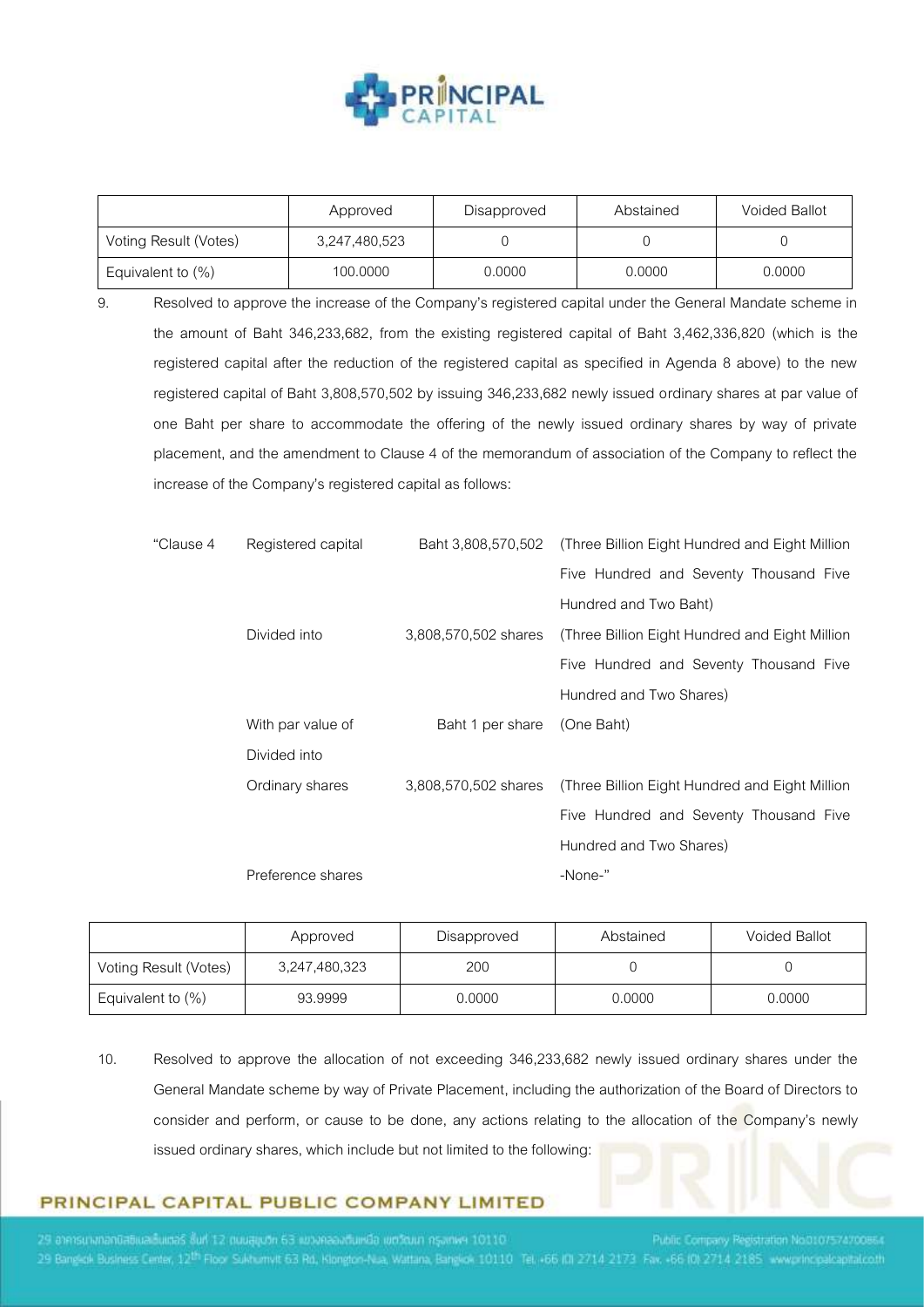| | Approved | Disapproved | Abstained | Voided Ballot |
|---|---|---|---|---|
| Voting Result (Votes) | 3,247,480,523 | 0 | 0 | 0 |
| Equivalent to (%) | 100.0000 | 0.0000 | 0.0000 | 0.0000 |

9. Resolved to approve the increase of the Company's registered capital under the General Mandate scheme in the amount of Baht 346,233,682, from the existing registered capital of Baht 3,462,336,820 (which is the registered capital after the reduction of the registered capital as specified in Agenda 8 above) to the new registered capital of Baht 3,808,570,502 by issuing 346,233,682 newly issued ordinary shares at par value of one Baht per share to accommodate the offering of the newly issued ordinary shares by way of private placement, and the amendment to Clause 4 of the memorandum of association of the Company to reflect the increase of the Company's registered capital as follows:

| "Clause 4 | Registered capital | Baht 3,808,570,502 | (Three Billion Eight Hundred and Eight Million Five Hundred and Seventy Thousand Five Hundred and Two Baht) |
|---|---|---|---|
| | Divided into | 3,808,570,502 shares | (Three Billion Eight Hundred and Eight Million Five Hundred and Seventy Thousand Five Hundred and Two Shares) |
| | With par value of | Baht 1 per share | (One Baht) |
| | Divided into | | |
| | Ordinary shares | 3,808,570,502 shares | (Three Billion Eight Hundred and Eight Million Five Hundred and Seventy Thousand Five Hundred and Two Shares) |
| | Preference shares | | -None-" |

| | Approved | Disapproved | Abstained | Voided Ballot |
|---|---|---|---|---|
| Voting Result (Votes) | 3,247,480,323 | 200 | 0 | 0 |
| Equivalent to (%) | 93.9999 | 0.0000 | 0.0000 | 0.0000 |

10. Resolved to approve the allocation of not exceeding 346,233,682 newly issued ordinary shares under the General Mandate scheme by way of Private Placement, including the authorization of the Board of Directors to consider and perform, or cause to be done, any actions relating to the allocation of the Company's newly issued ordinary shares, which include but not limited to the following: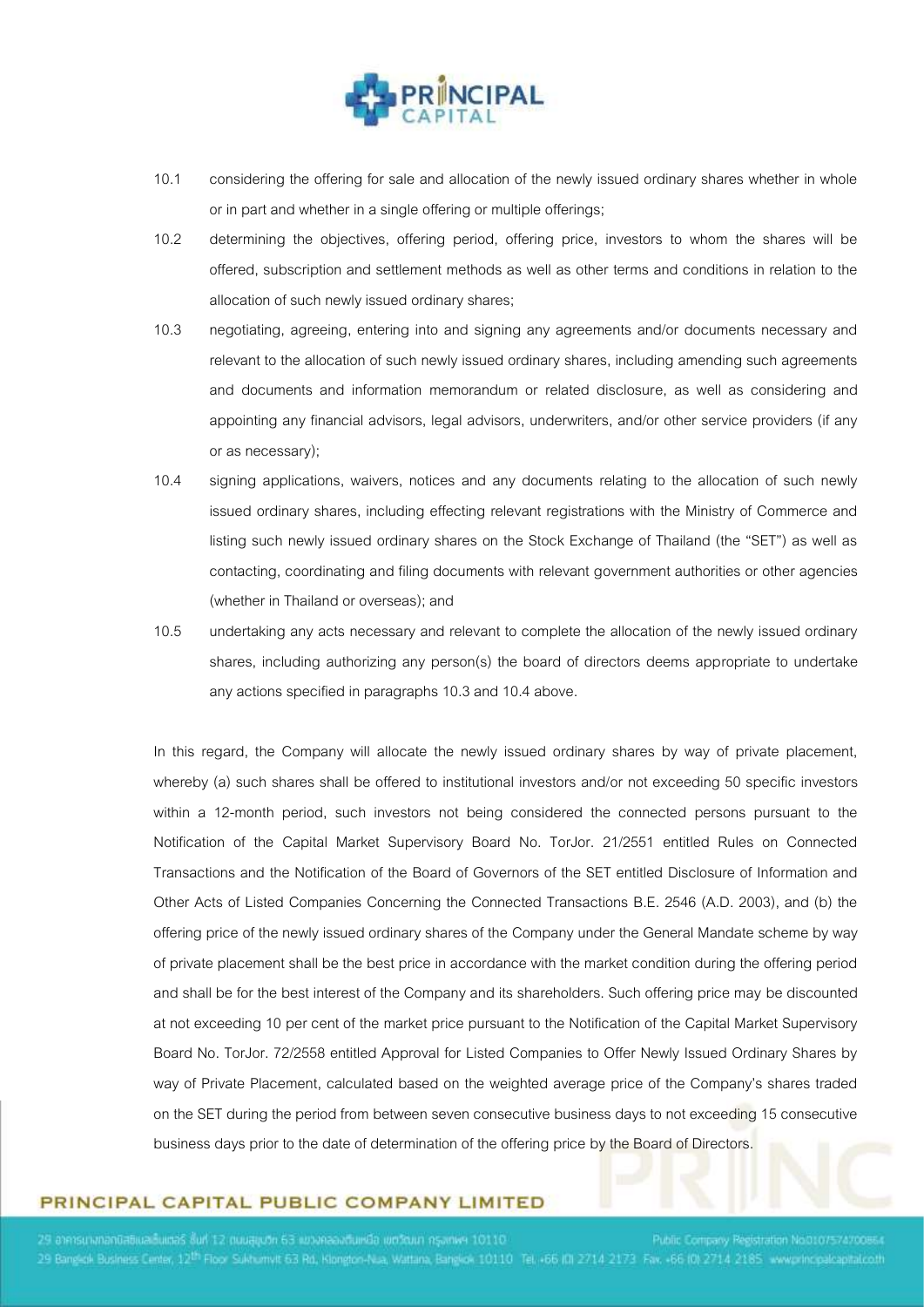10.1 considering the offering for sale and allocation of the newly issued ordinary shares whether in whole or in part and whether in a single offering or multiple offerings;

10.2 determining the objectives, offering period, offering price, investors to whom the shares will be offered, subscription and settlement methods as well as other terms and conditions in relation to the allocation of such newly issued ordinary shares;

10.3 negotiating, agreeing, entering into and signing any agreements and/or documents necessary and relevant to the allocation of such newly issued ordinary shares, including amending such agreements and documents and information memorandum or related disclosure, as well as considering and appointing any financial advisors, legal advisors, underwriters, and/or other service providers (if any or as necessary);

10.4 signing applications, waivers, notices and any documents relating to the allocation of such newly issued ordinary shares, including effecting relevant registrations with the Ministry of Commerce and listing such newly issued ordinary shares on the Stock Exchange of Thailand (the "SET") as well as contacting, coordinating and filing documents with relevant government authorities or other agencies (whether in Thailand or overseas); and

10.5 undertaking any acts necessary and relevant to complete the allocation of the newly issued ordinary shares, including authorizing any person(s) the board of directors deems appropriate to undertake any actions specified in paragraphs 10.3 and 10.4 above.

In this regard, the Company will allocate the newly issued ordinary shares by way of private placement, whereby (a) such shares shall be offered to institutional investors and/or not exceeding 50 specific investors within a 12-month period, such investors not being considered the connected persons pursuant to the Notification of the Capital Market Supervisory Board No. TorJor. 21/2551 entitled Rules on Connected Transactions and the Notification of the Board of Governors of the SET entitled Disclosure of Information and Other Acts of Listed Companies Concerning the Connected Transactions B.E. 2546 (A.D. 2003), and (b) the offering price of the newly issued ordinary shares of the Company under the General Mandate scheme by way of private placement shall be the best price in accordance with the market condition during the offering period and shall be for the best interest of the Company and its shareholders. Such offering price may be discounted at not exceeding 10 per cent of the market price pursuant to the Notification of the Capital Market Supervisory Board No. TorJor. 72/2558 entitled Approval for Listed Companies to Offer Newly Issued Ordinary Shares by way of Private Placement, calculated based on the weighted average price of the Company's shares traded on the SET during the period from between seven consecutive business days to not exceeding 15 consecutive business days prior to the date of determination of the offering price by the Board of Directors.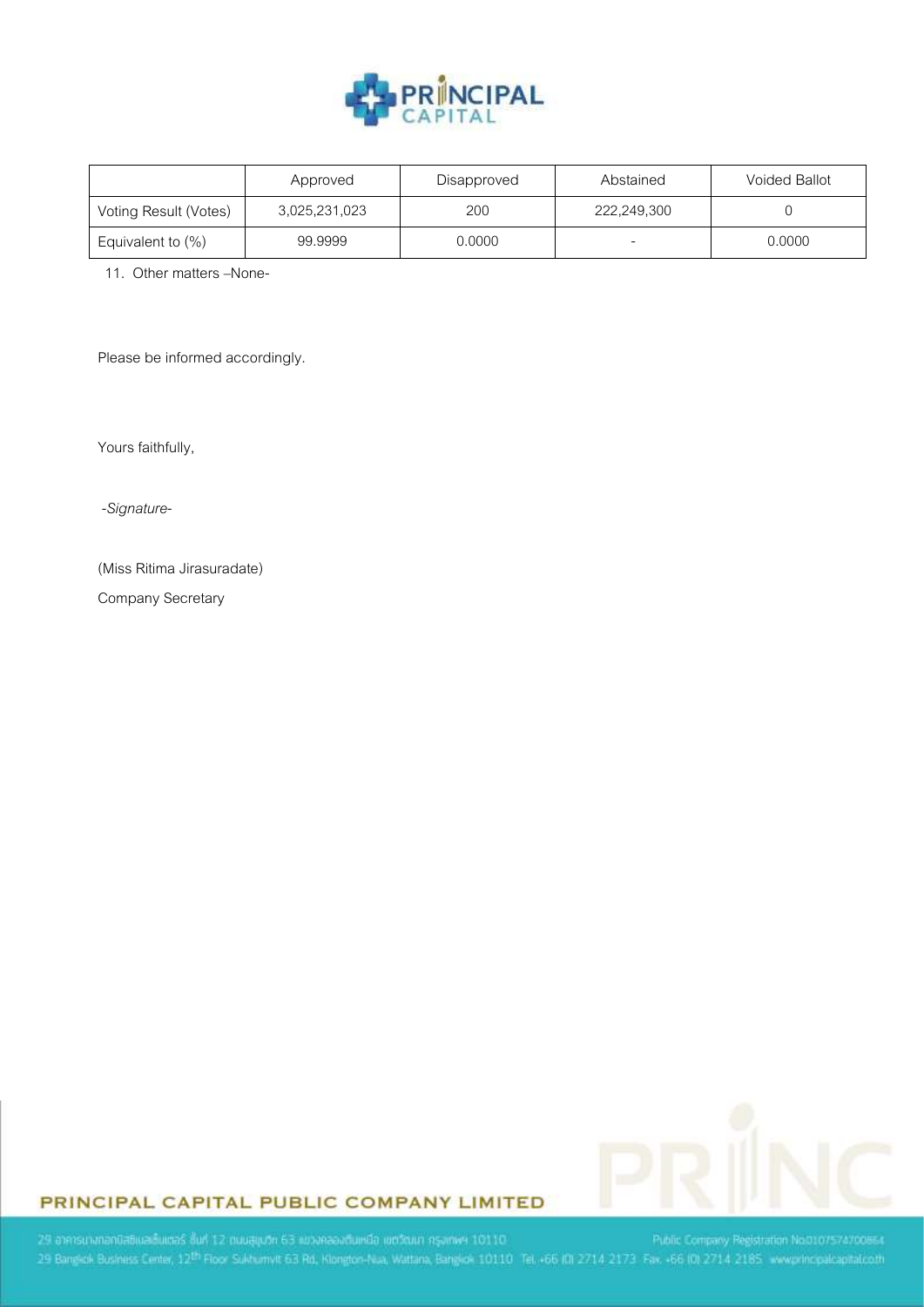| | Approved | Disapproved | Abstained | Voided Ballot |
|---|---|---|---|---|
| Voting Result (Votes) | 3,025,231,023 | 200 | 222,249,300 | 0 |
| Equivalent to (%) | 99.9999 | 0.0000 | - | 0.0000 |

11. Other matters –None-

Please be informed accordingly.

Yours faithfully,

*-Signature-*

(Miss Ritima Jirasuradate)

Company Secretary